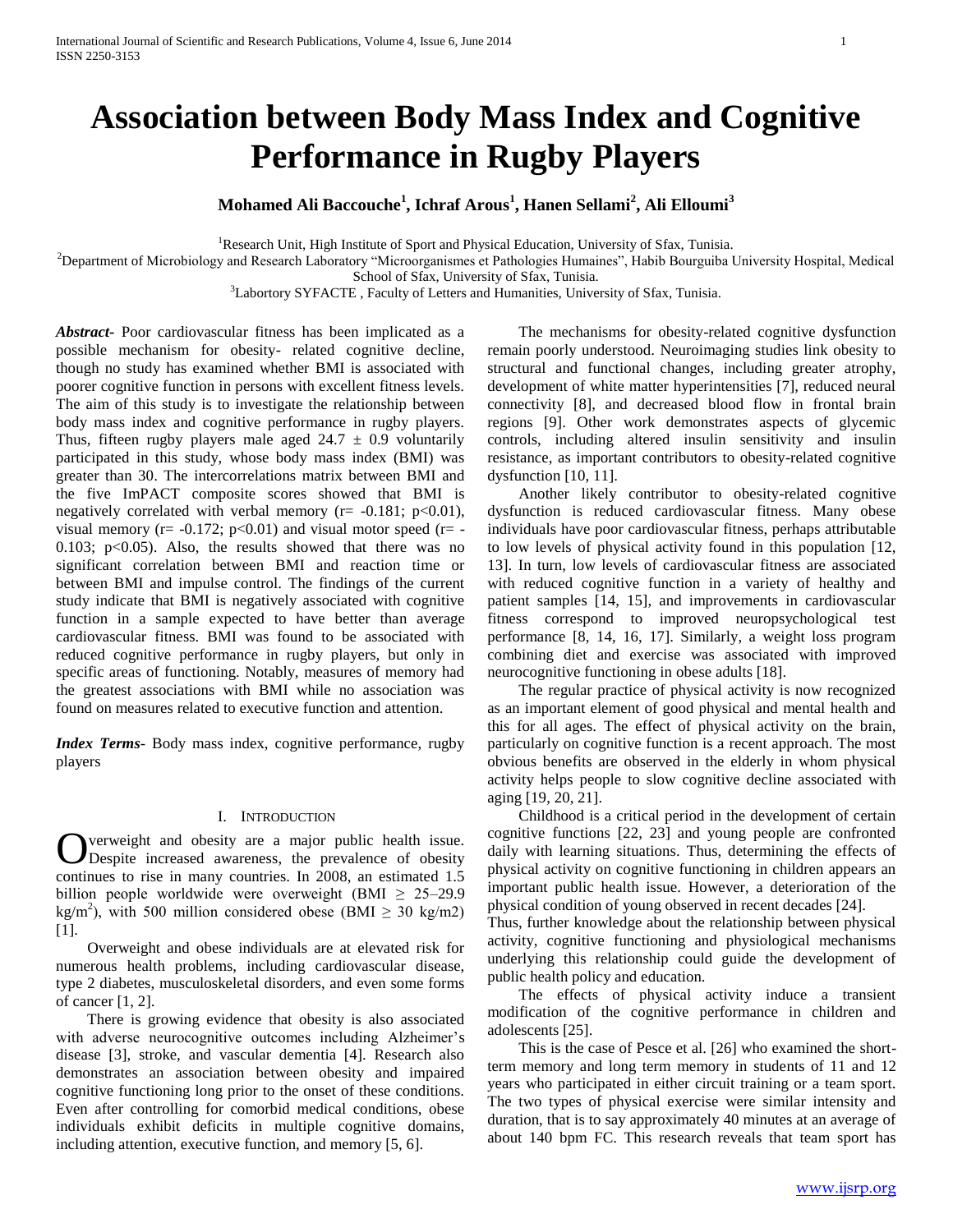# Association between Body Mass Index and Cognitive Performance in Rugby Players

**Mohamed Ali Baccouche[1], Ichraf Arous[1], Hanen Sellami[2], Ali Elloumi[3]**

[1]Research Unit, High Institute of Sport and Physical Education, University of Sfax, Tunisia.

[2]Department of Microbiology and Research Laboratory "Microorganismes et Pathologies Humaines", Habib Bourguiba University Hospital, Medical School of Sfax, University of Sfax, Tunisia.

[3]Labortory SYFACTE , Faculty of Letters and Humanities, University of Sfax, Tunisia.

***Abstract-*** Poor cardiovascular fitness has been implicated as a possible mechanism for obesity- related cognitive decline, though no study has examined whether BMI is associated with poorer cognitive function in persons with excellent fitness levels. The aim of this study is to investigate the relationship between body mass index and cognitive performance in rugby players. Thus, fifteen rugby players male aged $24.7 \pm 0.9$ voluntarily participated in this study, whose body mass index (BMI) was greater than 30. The intercorrelations matrix between BMI and the five ImPACT composite scores showed that BMI is negatively correlated with verbal memory ($r= -0.181$; $p<0.01$), visual memory ($r= -0.172$; $p<0.01$) and visual motor speed ($r= -0.103$; $p<0.05$). Also, the results showed that there was no significant correlation between BMI and reaction time or between BMI and impulse control. The findings of the current study indicate that BMI is negatively associated with cognitive function in a sample expected to have better than average cardiovascular fitness. BMI was found to be associated with reduced cognitive performance in rugby players, but only in specific areas of functioning. Notably, measures of memory had the greatest associations with BMI while no association was found on measures related to executive function and attention.

***Index Terms*-** Body mass index, cognitive performance, rugby players

## I. Introduction

Overweight and obesity are a major public health issue. Despite increased awareness, the prevalence of obesity continues to rise in many countries. In 2008, an estimated 1.5 billion people worldwide were overweight (BMI $\geq$ 25–29.9 $kg/m^2$), with 500 million considered obese (BMI $\geq$ 30 kg/m2) [1].

Overweight and obese individuals are at elevated risk for numerous health problems, including cardiovascular disease, type 2 diabetes, musculoskeletal disorders, and even some forms of cancer [1, 2].

There is growing evidence that obesity is also associated with adverse neurocognitive outcomes including Alzheimer's disease [3], stroke, and vascular dementia [4]. Research also demonstrates an association between obesity and impaired cognitive functioning long prior to the onset of these conditions. Even after controlling for comorbid medical conditions, obese individuals exhibit deficits in multiple cognitive domains, including attention, executive function, and memory [5, 6].

The mechanisms for obesity-related cognitive dysfunction remain poorly understood. Neuroimaging studies link obesity to structural and functional changes, including greater atrophy, development of white matter hyperintensities [7], reduced neural connectivity [8], and decreased blood flow in frontal brain regions [9]. Other work demonstrates aspects of glycemic controls, including altered insulin sensitivity and insulin resistance, as important contributors to obesity-related cognitive dysfunction [10, 11].

Another likely contributor to obesity-related cognitive dysfunction is reduced cardiovascular fitness. Many obese individuals have poor cardiovascular fitness, perhaps attributable to low levels of physical activity found in this population [12, 13]. In turn, low levels of cardiovascular fitness are associated with reduced cognitive function in a variety of healthy and patient samples [14, 15], and improvements in cardiovascular fitness correspond to improved neuropsychological test performance [8, 14, 16, 17]. Similarly, a weight loss program combining diet and exercise was associated with improved neurocognitive functioning in obese adults [18].

The regular practice of physical activity is now recognized as an important element of good physical and mental health and this for all ages. The effect of physical activity on the brain, particularly on cognitive function is a recent approach. The most obvious benefits are observed in the elderly in whom physical activity helps people to slow cognitive decline associated with aging [19, 20, 21].

Childhood is a critical period in the development of certain cognitive functions [22, 23] and young people are confronted daily with learning situations. Thus, determining the effects of physical activity on cognitive functioning in children appears an important public health issue. However, a deterioration of the physical condition of young observed in recent decades [24].

Thus, further knowledge about the relationship between physical activity, cognitive functioning and physiological mechanisms underlying this relationship could guide the development of public health policy and education.

The effects of physical activity induce a transient modification of the cognitive performance in children and adolescents [25].

This is the case of Pesce et al. [26] who examined the short-term memory and long term memory in students of 11 and 12 years who participated in either circuit training or a team sport. The two types of physical exercise were similar intensity and duration, that is to say approximately 40 minutes at an average of about 140 bpm FC. This research reveals that team sport has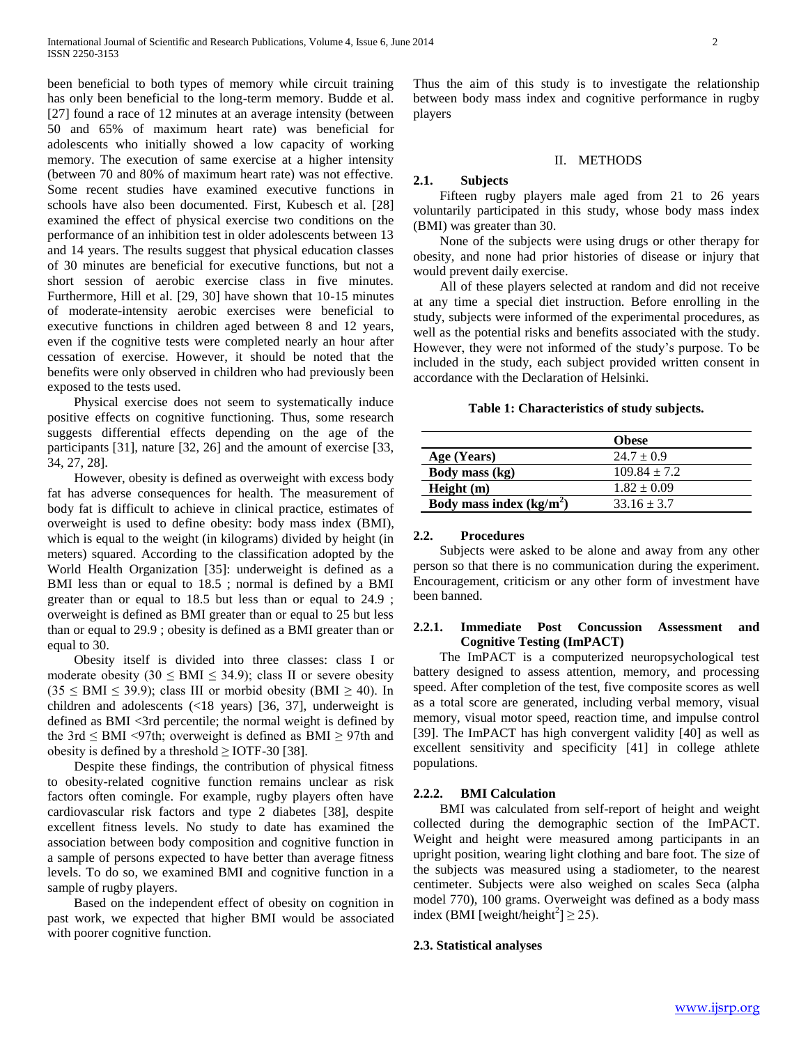been beneficial to both types of memory while circuit training has only been beneficial to the long-term memory. Budde et al. [27] found a race of 12 minutes at an average intensity (between 50 and 65% of maximum heart rate) was beneficial for adolescents who initially showed a low capacity of working memory. The execution of same exercise at a higher intensity (between 70 and 80% of maximum heart rate) was not effective. Some recent studies have examined executive functions in schools have also been documented. First, Kubesch et al. [28] examined the effect of physical exercise two conditions on the performance of an inhibition test in older adolescents between 13 and 14 years. The results suggest that physical education classes of 30 minutes are beneficial for executive functions, but not a short session of aerobic exercise class in five minutes. Furthermore, Hill et al. [29, 30] have shown that 10-15 minutes of moderate-intensity aerobic exercises were beneficial to executive functions in children aged between 8 and 12 years, even if the cognitive tests were completed nearly an hour after cessation of exercise. However, it should be noted that the benefits were only observed in children who had previously been exposed to the tests used.

Physical exercise does not seem to systematically induce positive effects on cognitive functioning. Thus, some research suggests differential effects depending on the age of the participants [31], nature [32, 26] and the amount of exercise [33, 34, 27, 28].

However, obesity is defined as overweight with excess body fat has adverse consequences for health. The measurement of body fat is difficult to achieve in clinical practice, estimates of overweight is used to define obesity: body mass index (BMI), which is equal to the weight (in kilograms) divided by height (in meters) squared. According to the classification adopted by the World Health Organization [35]: underweight is defined as a BMI less than or equal to 18.5 ; normal is defined by a BMI greater than or equal to 18.5 but less than or equal to 24.9 ; overweight is defined as BMI greater than or equal to 25 but less than or equal to 29.9 ; obesity is defined as a BMI greater than or equal to 30.

Obesity itself is divided into three classes: class I or moderate obesity ($30 \leq BMI \leq 34.9$); class II or severe obesity ($35 \leq BMI \leq 39.9$); class III or morbid obesity ($BMI \geq 40$). In children and adolescents (<18 years) [36, 37], underweight is defined as BMI <3rd percentile; the normal weight is defined by the 3rd $\leq$ BMI <97th; overweight is defined as BMI $\geq$ 97th and obesity is defined by a threshold $\geq$ IOTF-30 [38].

Despite these findings, the contribution of physical fitness to obesity-related cognitive function remains unclear as risk factors often comingle. For example, rugby players often have cardiovascular risk factors and type 2 diabetes [38], despite excellent fitness levels. No study to date has examined the association between body composition and cognitive function in a sample of persons expected to have better than average fitness levels. To do so, we examined BMI and cognitive function in a sample of rugby players.

Based on the independent effect of obesity on cognition in past work, we expected that higher BMI would be associated with poorer cognitive function.

Thus the aim of this study is to investigate the relationship between body mass index and cognitive performance in rugby players

## II. METHODS

### 2.1. Subjects

Fifteen rugby players male aged from 21 to 26 years voluntarily participated in this study, whose body mass index (BMI) was greater than 30.

None of the subjects were using drugs or other therapy for obesity, and none had prior histories of disease or injury that would prevent daily exercise.

All of these players selected at random and did not receive at any time a special diet instruction. Before enrolling in the study, subjects were informed of the experimental procedures, as well as the potential risks and benefits associated with the study. However, they were not informed of the study's purpose. To be included in the study, each subject provided written consent in accordance with the Declaration of Helsinki.

**Table 1: Characteristics of study subjects.**

| | **Obese** |
|---|---|
| **Age (Years)** | $24.7 \pm 0.9$ |
| **Body mass (kg)** | $109.84 \pm 7.2$ |
| **Height (m)** | $1.82 \pm 0.09$ |
| **Body mass index (kg/m$^2$)** | $33.16 \pm 3.7$ |

### 2.2. Procedures

Subjects were asked to be alone and away from any other person so that there is no communication during the experiment. Encouragement, criticism or any other form of investment have been banned.

#### 2.2.1. Immediate Post Concussion Assessment and Cognitive Testing (ImPACT)

The ImPACT is a computerized neuropsychological test battery designed to assess attention, memory, and processing speed. After completion of the test, five composite scores as well as a total score are generated, including verbal memory, visual memory, visual motor speed, reaction time, and impulse control [39]. The ImPACT has high convergent validity [40] as well as excellent sensitivity and specificity [41] in college athlete populations.

#### 2.2.2. BMI Calculation

BMI was calculated from self-report of height and weight collected during the demographic section of the ImPACT. Weight and height were measured among participants in an upright position, wearing light clothing and bare foot. The size of the subjects was measured using a stadiometer, to the nearest centimeter. Subjects were also weighed on scales Seca (alpha model 770), 100 grams. Overweight was defined as a body mass index (BMI [weight/height$^2$] $\geq$ 25).

### 2.3. Statistical analyses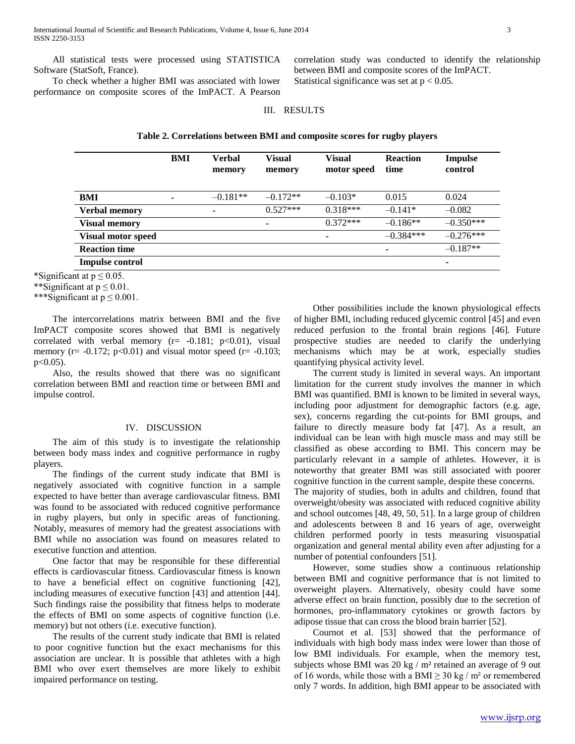All statistical tests were processed using STATISTICA Software (StatSoft, France).

To check whether a higher BMI was associated with lower performance on composite scores of the ImPACT. A Pearson correlation study was conducted to identify the relationship between BMI and composite scores of the ImPACT. Statistical significance was set at $p < 0.05$.

## III. RESULTS

**Table 2. Correlations between BMI and composite scores for rugby players**

| | BMI | Verbal memory | Visual memory | Visual motor speed | Reaction time | Impulse control |
|---|---|---|---|---|---|---|
| **BMI** | - | –0.181** | –0.172** | –0.103* | 0.015 | 0.024 |
| **Verbal memory** | | - | 0.527*** | 0.318*** | –0.141* | –0.082 |
| **Visual memory** | | | - | 0.372*** | –0.186** | –0.350*** |
| **Visual motor speed** | | | | - | –0.384*** | –0.276*** |
| **Reaction time** | | | | | - | –0.187** |
| **Impulse control** | | | | | | - |

*Significant at $p \leq 0.05$.
**Significant at $p \leq 0.01$.
***Significant at $p \leq 0.001$.

The intercorrelations matrix between BMI and the five ImPACT composite scores showed that BMI is negatively correlated with verbal memory ($r= -0.181$; $p<0.01$), visual memory ($r= -0.172$; $p<0.01$) and visual motor speed ($r= -0.103$; $p<0.05$).

Also, the results showed that there was no significant correlation between BMI and reaction time or between BMI and impulse control.

## IV. DISCUSSION

The aim of this study is to investigate the relationship between body mass index and cognitive performance in rugby players.

The findings of the current study indicate that BMI is negatively associated with cognitive function in a sample expected to have better than average cardiovascular fitness. BMI was found to be associated with reduced cognitive performance in rugby players, but only in specific areas of functioning. Notably, measures of memory had the greatest associations with BMI while no association was found on measures related to executive function and attention.

One factor that may be responsible for these differential effects is cardiovascular fitness. Cardiovascular fitness is known to have a beneficial effect on cognitive functioning [42], including measures of executive function [43] and attention [44]. Such findings raise the possibility that fitness helps to moderate the effects of BMI on some aspects of cognitive function (i.e. memory) but not others (i.e. executive function).

The results of the current study indicate that BMI is related to poor cognitive function but the exact mechanisms for this association are unclear. It is possible that athletes with a high BMI who over exert themselves are more likely to exhibit impaired performance on testing.

Other possibilities include the known physiological effects of higher BMI, including reduced glycemic control [45] and even reduced perfusion to the frontal brain regions [46]. Future prospective studies are needed to clarify the underlying mechanisms which may be at work, especially studies quantifying physical activity level.

The current study is limited in several ways. An important limitation for the current study involves the manner in which BMI was quantified. BMI is known to be limited in several ways, including poor adjustment for demographic factors (e.g. age, sex), concerns regarding the cut-points for BMI groups, and failure to directly measure body fat [47]. As a result, an individual can be lean with high muscle mass and may still be classified as obese according to BMI. This concern may be particularly relevant in a sample of athletes. However, it is noteworthy that greater BMI was still associated with poorer cognitive function in the current sample, despite these concerns.

The majority of studies, both in adults and children, found that overweight/obesity was associated with reduced cognitive ability and school outcomes [48, 49, 50, 51]. In a large group of children and adolescents between 8 and 16 years of age, overweight children performed poorly in tests measuring visuospatial organization and general mental ability even after adjusting for a number of potential confounders [51].

However, some studies show a continuous relationship between BMI and cognitive performance that is not limited to overweight players. Alternatively, obesity could have some adverse effect on brain function, possibly due to the secretion of hormones, pro-inflammatory cytokines or growth factors by adipose tissue that can cross the blood brain barrier [52].

Cournot et al. [53] showed that the performance of individuals with high body mass index were lower than those of low BMI individuals. For example, when the memory test, subjects whose BMI was 20 kg / m² retained an average of 9 out of 16 words, while those with a BMI ≥ 30 kg / m² or remembered only 7 words. In addition, high BMI appear to be associated with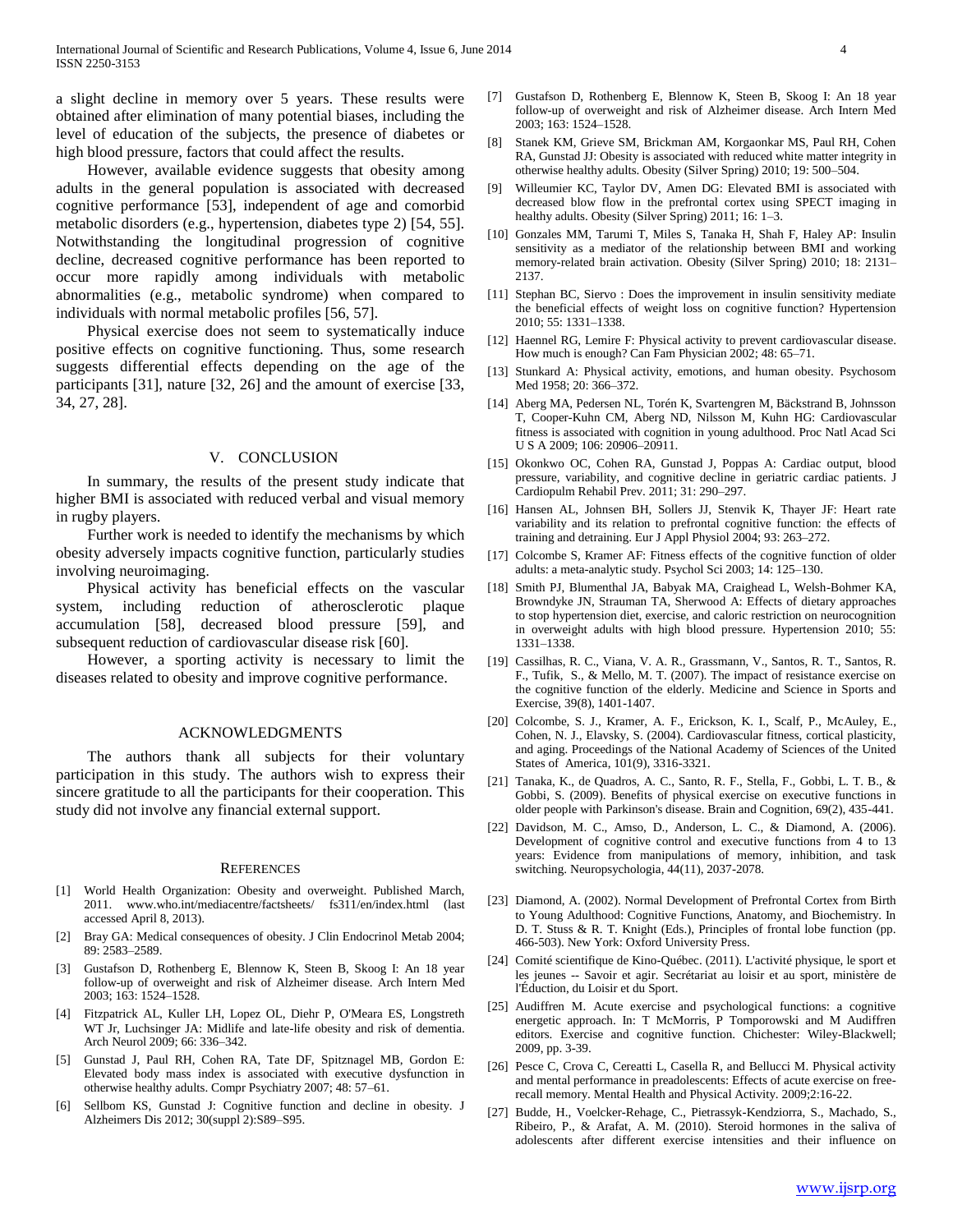a slight decline in memory over 5 years. These results were obtained after elimination of many potential biases, including the level of education of the subjects, the presence of diabetes or high blood pressure, factors that could affect the results.

However, available evidence suggests that obesity among adults in the general population is associated with decreased cognitive performance [53], independent of age and comorbid metabolic disorders (e.g., hypertension, diabetes type 2) [54, 55]. Notwithstanding the longitudinal progression of cognitive decline, decreased cognitive performance has been reported to occur more rapidly among individuals with metabolic abnormalities (e.g., metabolic syndrome) when compared to individuals with normal metabolic profiles [56, 57].

Physical exercise does not seem to systematically induce positive effects on cognitive functioning. Thus, some research suggests differential effects depending on the age of the participants [31], nature [32, 26] and the amount of exercise [33, 34, 27, 28].

## V. CONCLUSION

In summary, the results of the present study indicate that higher BMI is associated with reduced verbal and visual memory in rugby players.

Further work is needed to identify the mechanisms by which obesity adversely impacts cognitive function, particularly studies involving neuroimaging.

Physical activity has beneficial effects on the vascular system, including reduction of atherosclerotic plaque accumulation [58], decreased blood pressure [59], and subsequent reduction of cardiovascular disease risk [60].

However, a sporting activity is necessary to limit the diseases related to obesity and improve cognitive performance.

## ACKNOWLEDGMENTS

The authors thank all subjects for their voluntary participation in this study. The authors wish to express their sincere gratitude to all the participants for their cooperation. This study did not involve any financial external support.

## REFERENCES

[1] World Health Organization: Obesity and overweight. Published March, 2011. www.who.int/mediacentre/factsheets/ fs311/en/index.html (last accessed April 8, 2013).

[2] Bray GA: Medical consequences of obesity. J Clin Endocrinol Metab 2004; 89: 2583–2589.

[3] Gustafson D, Rothenberg E, Blennow K, Steen B, Skoog I: An 18 year follow-up of overweight and risk of Alzheimer disease. Arch Intern Med 2003; 163: 1524–1528.

[4] Fitzpatrick AL, Kuller LH, Lopez OL, Diehr P, O'Meara ES, Longstreth WT Jr, Luchsinger JA: Midlife and late-life obesity and risk of dementia. Arch Neurol 2009; 66: 336–342.

[5] Gunstad J, Paul RH, Cohen RA, Tate DF, Spitznagel MB, Gordon E: Elevated body mass index is associated with executive dysfunction in otherwise healthy adults. Compr Psychiatry 2007; 48: 57–61.

[6] Sellbom KS, Gunstad J: Cognitive function and decline in obesity. J Alzheimers Dis 2012; 30(suppl 2):S89–S95.

[7] Gustafson D, Rothenberg E, Blennow K, Steen B, Skoog I: An 18 year follow-up of overweight and risk of Alzheimer disease. Arch Intern Med 2003; 163: 1524–1528.

[8] Stanek KM, Grieve SM, Brickman AM, Korgaonkar MS, Paul RH, Cohen RA, Gunstad JJ: Obesity is associated with reduced white matter integrity in otherwise healthy adults. Obesity (Silver Spring) 2010; 19: 500–504.

[9] Willeumier KC, Taylor DV, Amen DG: Elevated BMI is associated with decreased blow flow in the prefrontal cortex using SPECT imaging in healthy adults. Obesity (Silver Spring) 2011; 16: 1–3.

[10] Gonzales MM, Tarumi T, Miles S, Tanaka H, Shah F, Haley AP: Insulin sensitivity as a mediator of the relationship between BMI and working memory-related brain activation. Obesity (Silver Spring) 2010; 18: 2131–2137.

[11] Stephan BC, Siervo : Does the improvement in insulin sensitivity mediate the beneficial effects of weight loss on cognitive function? Hypertension 2010; 55: 1331–1338.

[12] Haennel RG, Lemire F: Physical activity to prevent cardiovascular disease. How much is enough? Can Fam Physician 2002; 48: 65–71.

[13] Stunkard A: Physical activity, emotions, and human obesity. Psychosom Med 1958; 20: 366–372.

[14] Aberg MA, Pedersen NL, Torén K, Svartengren M, Bäckstrand B, Johnsson T, Cooper-Kuhn CM, Aberg ND, Nilsson M, Kuhn HG: Cardiovascular fitness is associated with cognition in young adulthood. Proc Natl Acad Sci U S A 2009; 106: 20906–20911.

[15] Okonkwo OC, Cohen RA, Gunstad J, Poppas A: Cardiac output, blood pressure, variability, and cognitive decline in geriatric cardiac patients. J Cardiopulm Rehabil Prev. 2011; 31: 290–297.

[16] Hansen AL, Johnsen BH, Sollers JJ, Stenvik K, Thayer JF: Heart rate variability and its relation to prefrontal cognitive function: the effects of training and detraining. Eur J Appl Physiol 2004; 93: 263–272.

[17] Colcombe S, Kramer AF: Fitness effects of the cognitive function of older adults: a meta-analytic study. Psychol Sci 2003; 14: 125–130.

[18] Smith PJ, Blumenthal JA, Babyak MA, Craighead L, Welsh-Bohmer KA, Browndyke JN, Strauman TA, Sherwood A: Effects of dietary approaches to stop hypertension diet, exercise, and caloric restriction on neurocognition in overweight adults with high blood pressure. Hypertension 2010; 55: 1331–1338.

[19] Cassilhas, R. C., Viana, V. A. R., Grassmann, V., Santos, R. T., Santos, R. F., Tufik, S., & Mello, M. T. (2007). The impact of resistance exercise on the cognitive function of the elderly. Medicine and Science in Sports and Exercise, 39(8), 1401-1407.

[20] Colcombe, S. J., Kramer, A. F., Erickson, K. I., Scalf, P., McAuley, E., Cohen, N. J., Elavsky, S. (2004). Cardiovascular fitness, cortical plasticity, and aging. Proceedings of the National Academy of Sciences of the United States of America, 101(9), 3316-3321.

[21] Tanaka, K., de Quadros, A. C., Santo, R. F., Stella, F., Gobbi, L. T. B., & Gobbi, S. (2009). Benefits of physical exercise on executive functions in older people with Parkinson's disease. Brain and Cognition, 69(2), 435-441.

[22] Davidson, M. C., Amso, D., Anderson, L. C., & Diamond, A. (2006). Development of cognitive control and executive functions from 4 to 13 years: Evidence from manipulations of memory, inhibition, and task switching. Neuropsychologia, 44(11), 2037-2078.

[23] Diamond, A. (2002). Normal Development of Prefrontal Cortex from Birth to Young Adulthood: Cognitive Functions, Anatomy, and Biochemistry. In D. T. Stuss & R. T. Knight (Eds.), Principles of frontal lobe function (pp. 466-503). New York: Oxford University Press.

[24] Comité scientifique de Kino-Québec. (2011). L'activité physique, le sport et les jeunes -- Savoir et agir. Secrétariat au loisir et au sport, ministère de l'Éduction, du Loisir et du Sport.

[25] Audiffren M. Acute exercise and psychological functions: a cognitive energetic approach. In: T McMorris, P Tomporowski and M Audiffren editors. Exercise and cognitive function. Chichester: Wiley-Blackwell; 2009, pp. 3-39.

[26] Pesce C, Crova C, Cereatti L, Casella R, and Bellucci M. Physical activity and mental performance in preadolescents: Effects of acute exercise on free-recall memory. Mental Health and Physical Activity. 2009;2:16-22.

[27] Budde, H., Voelcker-Rehage, C., Pietrassyk-Kendziorra, S., Machado, S., Ribeiro, P., & Arafat, A. M. (2010). Steroid hormones in the saliva of adolescents after different exercise intensities and their influence on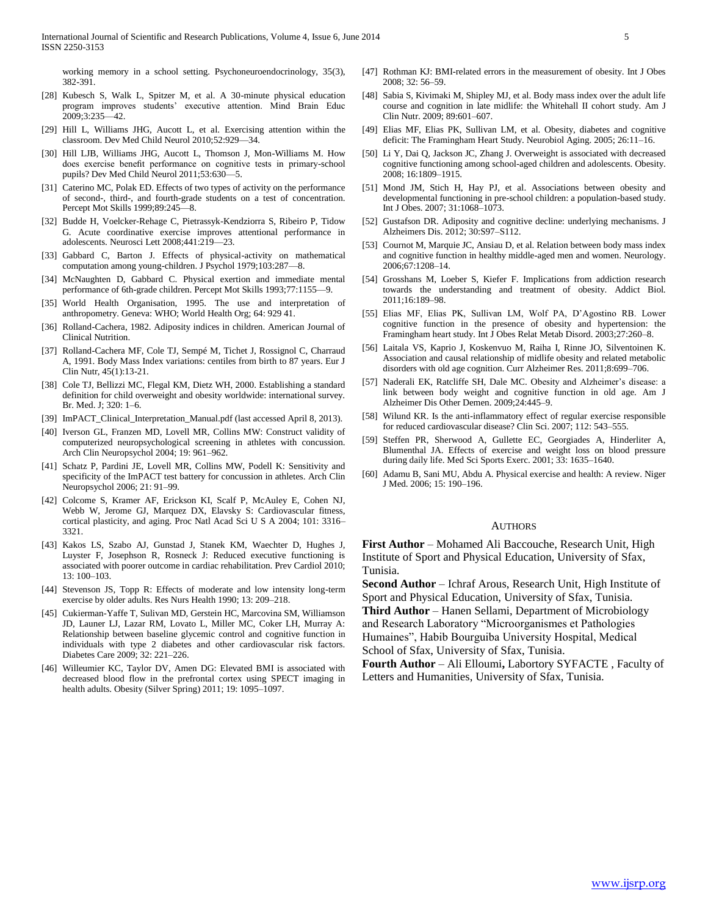working memory in a school setting. Psychoneuroendocrinology, 35(3), 382-391.

[28] Kubesch S, Walk L, Spitzer M, et al. A 30-minute physical education program improves students' executive attention. Mind Brain Educ 2009;3:235—42.

[29] Hill L, Williams JHG, Aucott L, et al. Exercising attention within the classroom. Dev Med Child Neurol 2010;52:929—34.

[30] Hill LJB, Williams JHG, Aucott L, Thomson J, Mon-Williams M. How does exercise benefit performance on cognitive tests in primary-school pupils? Dev Med Child Neurol 2011;53:630—5.

[31] Caterino MC, Polak ED. Effects of two types of activity on the performance of second-, third-, and fourth-grade students on a test of concentration. Percept Mot Skills 1999;89:245—8.

[32] Budde H, Voelcker-Rehage C, Pietrassyk-Kendziorra S, Ribeiro P, Tidow G. Acute coordinative exercise improves attentional performance in adolescents. Neurosci Lett 2008;441:219—23.

[33] Gabbard C, Barton J. Effects of physical-activity on mathematical computation among young-children. J Psychol 1979;103:287—8.

[34] McNaughten D, Gabbard C. Physical exertion and immediate mental performance of 6th-grade children. Percept Mot Skills 1993;77:1155—9.

[35] World Health Organisation, 1995. The use and interpretation of anthropometry. Geneva: WHO; World Health Org; 64: 929 41.

[36] Rolland-Cachera, 1982. Adiposity indices in children. American Journal of Clinical Nutrition.

[37] Rolland-Cachera MF, Cole TJ, Sempé M, Tichet J, Rossignol C, Charraud A, 1991. Body Mass Index variations: centiles from birth to 87 years. Eur J Clin Nutr, 45(1):13-21.

[38] Cole TJ, Bellizzi MC, Flegal KM, Dietz WH, 2000. Establishing a standard definition for child overweight and obesity worldwide: international survey. Br. Med. J; 320: 1–6.

[39] ImPACT_Clinical_Interpretation_Manual.pdf (last accessed April 8, 2013).

[40] Iverson GL, Franzen MD, Lovell MR, Collins MW: Construct validity of computerized neuropsychological screening in athletes with concussion. Arch Clin Neuropsychol 2004; 19: 961–962.

[41] Schatz P, Pardini JE, Lovell MR, Collins MW, Podell K: Sensitivity and specificity of the ImPACT test battery for concussion in athletes. Arch Clin Neuropsychol 2006; 21: 91–99.

[42] Colcome S, Kramer AF, Erickson KI, Scalf P, McAuley E, Cohen NJ, Webb W, Jerome GJ, Marquez DX, Elavsky S: Cardiovascular fitness, cortical plasticity, and aging. Proc Natl Acad Sci U S A 2004; 101: 3316–3321.

[43] Kakos LS, Szabo AJ, Gunstad J, Stanek KM, Waechter D, Hughes J, Luyster F, Josephson R, Rosneck J: Reduced executive functioning is associated with poorer outcome in cardiac rehabilitation. Prev Cardiol 2010; 13: 100–103.

[44] Stevenson JS, Topp R: Effects of moderate and low intensity long-term exercise by older adults. Res Nurs Health 1990; 13: 209–218.

[45] Cukierman-Yaffe T, Sulivan MD, Gerstein HC, Marcovina SM, Williamson JD, Launer LJ, Lazar RM, Lovato L, Miller MC, Coker LH, Murray A: Relationship between baseline glycemic control and cognitive function in individuals with type 2 diabetes and other cardiovascular risk factors. Diabetes Care 2009; 32: 221–226.

[46] Willeumier KC, Taylor DV, Amen DG: Elevated BMI is associated with decreased blood flow in the prefrontal cortex using SPECT imaging in health adults. Obesity (Silver Spring) 2011; 19: 1095–1097.

[47] Rothman KJ: BMI-related errors in the measurement of obesity. Int J Obes 2008; 32: 56–59.

[48] Sabia S, Kivimaki M, Shipley MJ, et al. Body mass index over the adult life course and cognition in late midlife: the Whitehall II cohort study. Am J Clin Nutr. 2009; 89:601–607.

[49] Elias MF, Elias PK, Sullivan LM, et al. Obesity, diabetes and cognitive deficit: The Framingham Heart Study. Neurobiol Aging. 2005; 26:11–16.

[50] Li Y, Dai Q, Jackson JC, Zhang J. Overweight is associated with decreased cognitive functioning among school-aged children and adolescents. Obesity. 2008; 16:1809–1915.

[51] Mond JM, Stich H, Hay PJ, et al. Associations between obesity and developmental functioning in pre-school children: a population-based study. Int J Obes. 2007; 31:1068–1073.

[52] Gustafson DR. Adiposity and cognitive decline: underlying mechanisms. J Alzheimers Dis. 2012; 30:S97–S112.

[53] Cournot M, Marquie JC, Ansiau D, et al. Relation between body mass index and cognitive function in healthy middle-aged men and women. Neurology. 2006;67:1208–14.

[54] Grosshans M, Loeber S, Kiefer F. Implications from addiction research towards the understanding and treatment of obesity. Addict Biol. 2011;16:189–98.

[55] Elias MF, Elias PK, Sullivan LM, Wolf PA, D'Agostino RB. Lower cognitive function in the presence of obesity and hypertension: the Framingham heart study. Int J Obes Relat Metab Disord. 2003;27:260–8.

[56] Laitala VS, Kaprio J, Koskenvuo M, Raiha I, Rinne JO, Silventoinen K. Association and causal relationship of midlife obesity and related metabolic disorders with old age cognition. Curr Alzheimer Res. 2011;8:699–706.

[57] Naderali EK, Ratcliffe SH, Dale MC. Obesity and Alzheimer's disease: a link between body weight and cognitive function in old age. Am J Alzheimer Dis Other Demen. 2009;24:445–9.

[58] Wilund KR. Is the anti-inflammatory effect of regular exercise responsible for reduced cardiovascular disease? Clin Sci. 2007; 112: 543–555.

[59] Steffen PR, Sherwood A, Gullette EC, Georgiades A, Hinderliter A, Blumenthal JA. Effects of exercise and weight loss on blood pressure during daily life. Med Sci Sports Exerc. 2001; 33: 1635–1640.

[60] Adamu B, Sani MU, Abdu A. Physical exercise and health: A review. Niger J Med. 2006; 15: 190–196.

## Authors

**First Author** – Mohamed Ali Baccouche, Research Unit, High Institute of Sport and Physical Education, University of Sfax, Tunisia.

**Second Author** – Ichraf Arous, Research Unit, High Institute of Sport and Physical Education, University of Sfax, Tunisia.

**Third Author** – Hanen Sellami, Department of Microbiology and Research Laboratory "Microorganismes et Pathologies Humaines", Habib Bourguiba University Hospital, Medical School of Sfax, University of Sfax, Tunisia.

**Fourth Author** – Ali Elloumi**,** Labortory SYFACTE , Faculty of Letters and Humanities, University of Sfax, Tunisia.